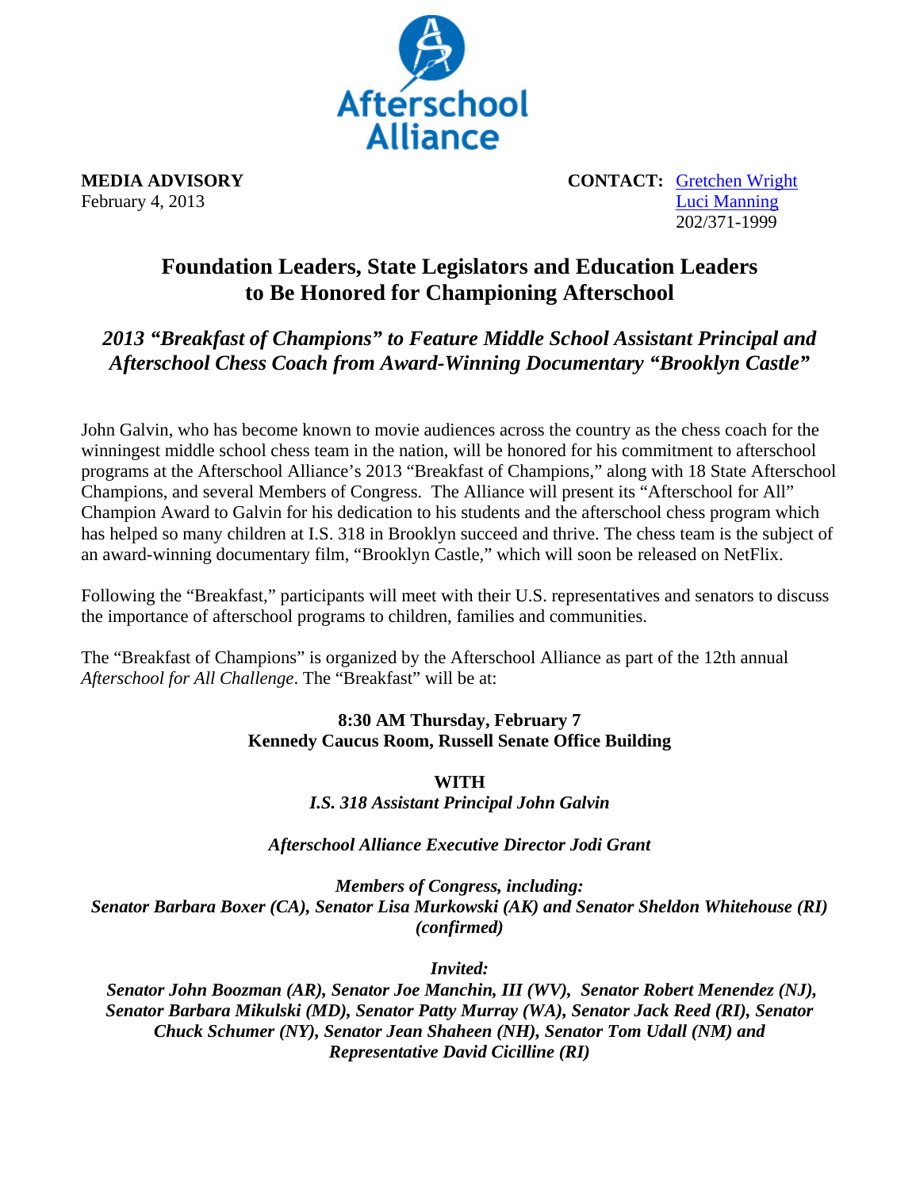Afterschool Alliance

**MEDIA ADVISORY**
February 4, 2013

**CONTACT:** Gretchen Wright
Luci Manning
202/371-1999

# Foundation Leaders, State Legislators and Education Leaders to Be Honored for Championing Afterschool

## *2013 "Breakfast of Champions" to Feature Middle School Assistant Principal and Afterschool Chess Coach from Award-Winning Documentary "Brooklyn Castle"*

John Galvin, who has become known to movie audiences across the country as the chess coach for the winningest middle school chess team in the nation, will be honored for his commitment to afterschool programs at the Afterschool Alliance's 2013 "Breakfast of Champions," along with 18 State Afterschool Champions, and several Members of Congress. The Alliance will present its "Afterschool for All" Champion Award to Galvin for his dedication to his students and the afterschool chess program which has helped so many children at I.S. 318 in Brooklyn succeed and thrive. The chess team is the subject of an award-winning documentary film, "Brooklyn Castle," which will soon be released on NetFlix.

Following the "Breakfast," participants will meet with their U.S. representatives and senators to discuss the importance of afterschool programs to children, families and communities.

The "Breakfast of Champions" is organized by the Afterschool Alliance as part of the 12th annual *Afterschool for All Challenge*. The "Breakfast" will be at:

**8:30 AM Thursday, February 7**
**Kennedy Caucus Room, Russell Senate Office Building**

**WITH**
***I.S. 318 Assistant Principal John Galvin***

***Afterschool Alliance Executive Director Jodi Grant***

***Members of Congress, including:***
***Senator Barbara Boxer (CA), Senator Lisa Murkowski (AK) and Senator Sheldon Whitehouse (RI) (confirmed)***

***Invited:***
***Senator John Boozman (AR), Senator Joe Manchin, III (WV), Senator Robert Menendez (NJ), Senator Barbara Mikulski (MD), Senator Patty Murray (WA), Senator Jack Reed (RI), Senator Chuck Schumer (NY), Senator Jean Shaheen (NH), Senator Tom Udall (NM) and Representative David Cicilline (RI)***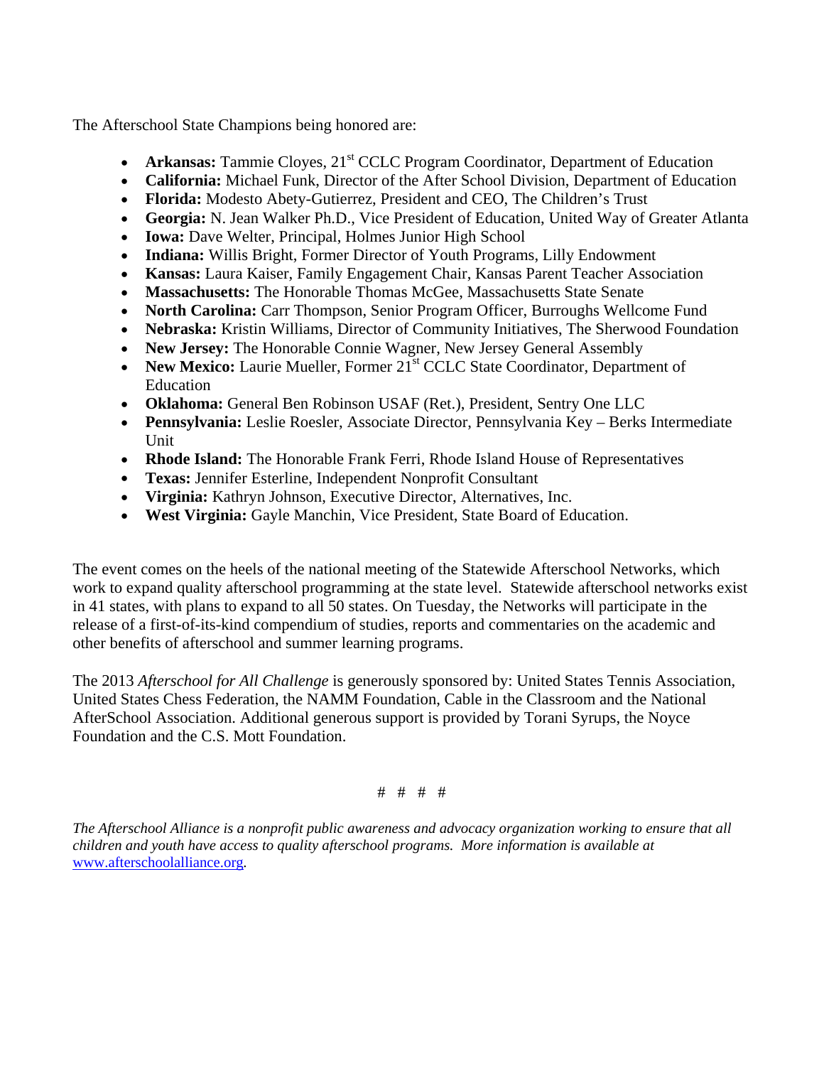The Afterschool State Champions being honored are:

- **Arkansas:** Tammie Cloyes, 21st CCLC Program Coordinator, Department of Education
- **California:** Michael Funk, Director of the After School Division, Department of Education
- **Florida:** Modesto Abety-Gutierrez, President and CEO, The Children's Trust
- **Georgia:** N. Jean Walker Ph.D., Vice President of Education, United Way of Greater Atlanta
- **Iowa:** Dave Welter, Principal, Holmes Junior High School
- **Indiana:** Willis Bright, Former Director of Youth Programs, Lilly Endowment
- **Kansas:** Laura Kaiser, Family Engagement Chair, Kansas Parent Teacher Association
- **Massachusetts:** The Honorable Thomas McGee, Massachusetts State Senate
- **North Carolina:** Carr Thompson, Senior Program Officer, Burroughs Wellcome Fund
- **Nebraska:** Kristin Williams, Director of Community Initiatives, The Sherwood Foundation
- **New Jersey:** The Honorable Connie Wagner, New Jersey General Assembly
- **New Mexico:** Laurie Mueller, Former 21st CCLC State Coordinator, Department of Education
- **Oklahoma:** General Ben Robinson USAF (Ret.), President, Sentry One LLC
- **Pennsylvania:** Leslie Roesler, Associate Director, Pennsylvania Key – Berks Intermediate Unit
- **Rhode Island:** The Honorable Frank Ferri, Rhode Island House of Representatives
- **Texas:** Jennifer Esterline, Independent Nonprofit Consultant
- **Virginia:** Kathryn Johnson, Executive Director, Alternatives, Inc.
- **West Virginia:** Gayle Manchin, Vice President, State Board of Education.

The event comes on the heels of the national meeting of the Statewide Afterschool Networks, which work to expand quality afterschool programming at the state level. Statewide afterschool networks exist in 41 states, with plans to expand to all 50 states. On Tuesday, the Networks will participate in the release of a first-of-its-kind compendium of studies, reports and commentaries on the academic and other benefits of afterschool and summer learning programs.

The 2013 *Afterschool for All Challenge* is generously sponsored by: United States Tennis Association, United States Chess Federation, the NAMM Foundation, Cable in the Classroom and the National AfterSchool Association. Additional generous support is provided by Torani Syrups, the Noyce Foundation and the C.S. Mott Foundation.

# # # #

*The Afterschool Alliance is a nonprofit public awareness and advocacy organization working to ensure that all children and youth have access to quality afterschool programs. More information is available at* www.afterschoolalliance.org.